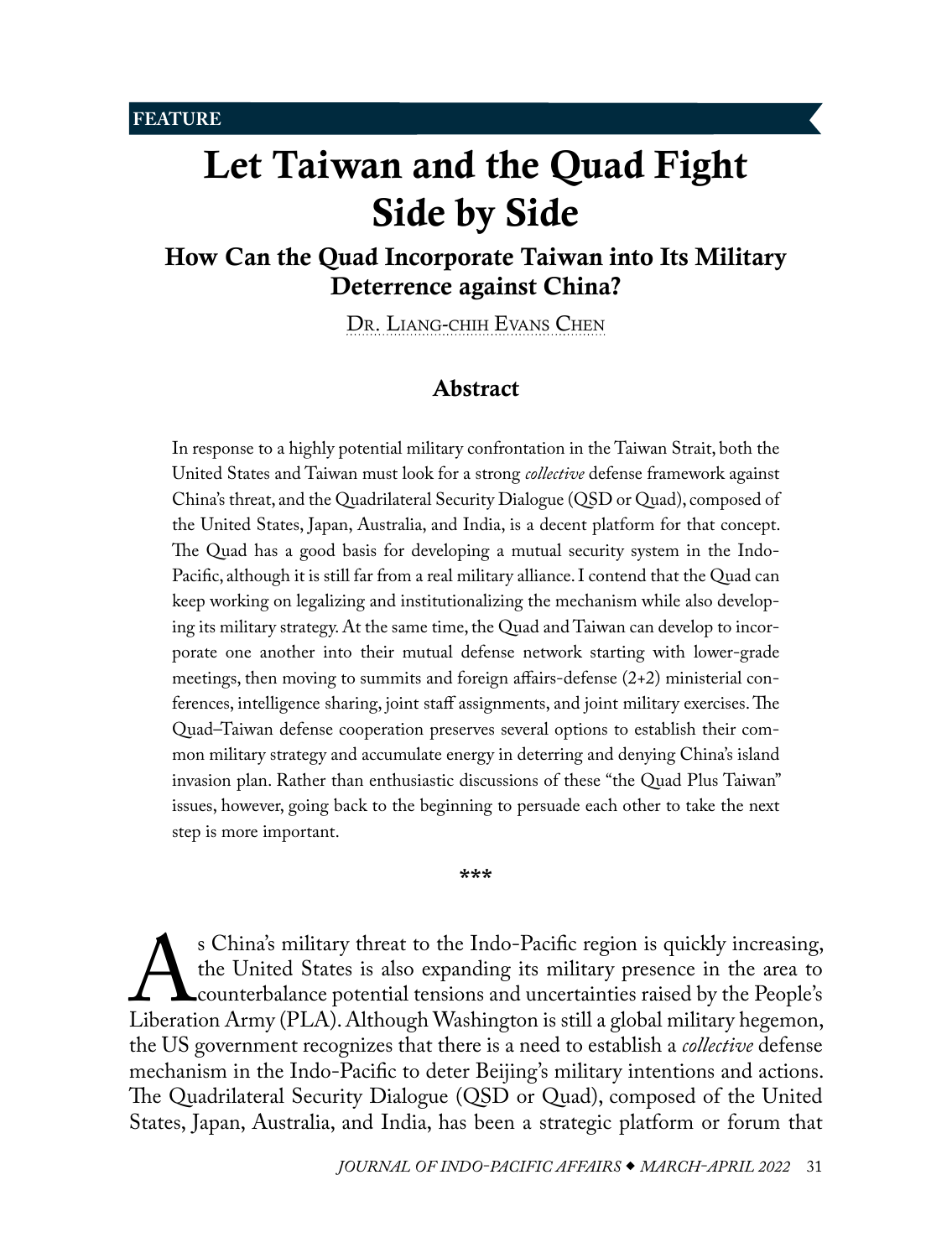FEATURE

# Let Taiwan and the Quad Fight Side by Side

## How Can the Quad Incorporate Taiwan into Its Military Deterrence against China?

Dr. Liang-chih Evans Chen

### Abstract

In response to a highly potential military confrontation in the Taiwan Strait, both the United States and Taiwan must look for a strong *collective* defense framework against China's threat, and the Quadrilateral Security Dialogue (QSD or Quad), composed of the United States, Japan, Australia, and India, is a decent platform for that concept. The Quad has a good basis for developing a mutual security system in the Indo-Pacific, although it is still far from a real military alliance. I contend that the Quad can keep working on legalizing and institutionalizing the mechanism while also developing its military strategy. At the same time, the Quad and Taiwan can develop to incorporate one another into their mutual defense network starting with lower-grade meetings, then moving to summits and foreign affairs-defense (2+2) ministerial conferences, intelligence sharing, joint staff assignments, and joint military exercises. The Quad–Taiwan defense cooperation preserves several options to establish their common military strategy and accumulate energy in deterring and denying China's island invasion plan. Rather than enthusiastic discussions of these "the Quad Plus Taiwan" issues, however, going back to the beginning to persuade each other to take the next step is more important.

\*\*\*

As China's military threat to the Indo-Pacific region is quickly increasing, the United States is also expanding its military presence in the area to counterbalance potential tensions and uncertainties raised by the People's Liberation Army (PLA). Although Washington is still a global military hegemon, the US government recognizes that there is a need to establish a *collective* defense mechanism in the Indo-Pacific to deter Beijing's military intentions and actions. The Quadrilateral Security Dialogue (QSD or Quad), composed of the United States, Japan, Australia, and India, has been a strategic platform or forum that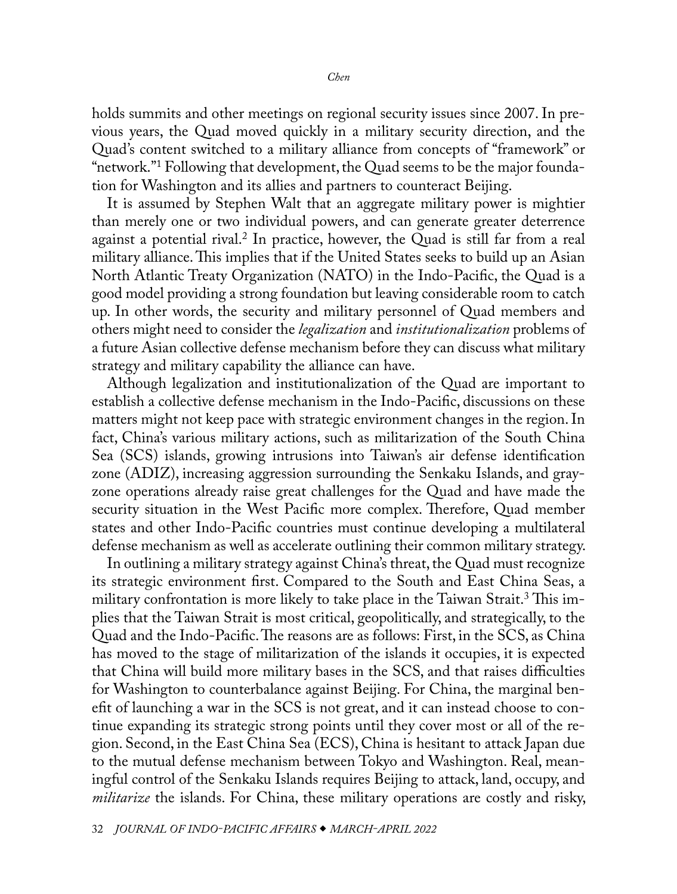holds summits and other meetings on regional security issues since 2007. In previous years, the Quad moved quickly in a military security direction, and the Quad's content switched to a military alliance from concepts of "framework" or "network."[1] Following that development, the Quad seems to be the major foundation for Washington and its allies and partners to counteract Beijing.

It is assumed by Stephen Walt that an aggregate military power is mightier than merely one or two individual powers, and can generate greater deterrence against a potential rival.[2] In practice, however, the Quad is still far from a real military alliance. This implies that if the United States seeks to build up an Asian North Atlantic Treaty Organization (NATO) in the Indo-Pacific, the Quad is a good model providing a strong foundation but leaving considerable room to catch up. In other words, the security and military personnel of Quad members and others might need to consider the *legalization* and *institutionalization* problems of a future Asian collective defense mechanism before they can discuss what military strategy and military capability the alliance can have.

Although legalization and institutionalization of the Quad are important to establish a collective defense mechanism in the Indo-Pacific, discussions on these matters might not keep pace with strategic environment changes in the region. In fact, China's various military actions, such as militarization of the South China Sea (SCS) islands, growing intrusions into Taiwan's air defense identification zone (ADIZ), increasing aggression surrounding the Senkaku Islands, and gray-zone operations already raise great challenges for the Quad and have made the security situation in the West Pacific more complex. Therefore, Quad member states and other Indo-Pacific countries must continue developing a multilateral defense mechanism as well as accelerate outlining their common military strategy.

In outlining a military strategy against China's threat, the Quad must recognize its strategic environment first. Compared to the South and East China Seas, a military confrontation is more likely to take place in the Taiwan Strait.[3] This implies that the Taiwan Strait is most critical, geopolitically, and strategically, to the Quad and the Indo-Pacific. The reasons are as follows: First, in the SCS, as China has moved to the stage of militarization of the islands it occupies, it is expected that China will build more military bases in the SCS, and that raises difficulties for Washington to counterbalance against Beijing. For China, the marginal benefit of launching a war in the SCS is not great, and it can instead choose to continue expanding its strategic strong points until they cover most or all of the region. Second, in the East China Sea (ECS), China is hesitant to attack Japan due to the mutual defense mechanism between Tokyo and Washington. Real, meaningful control of the Senkaku Islands requires Beijing to attack, land, occupy, and *militarize* the islands. For China, these military operations are costly and risky,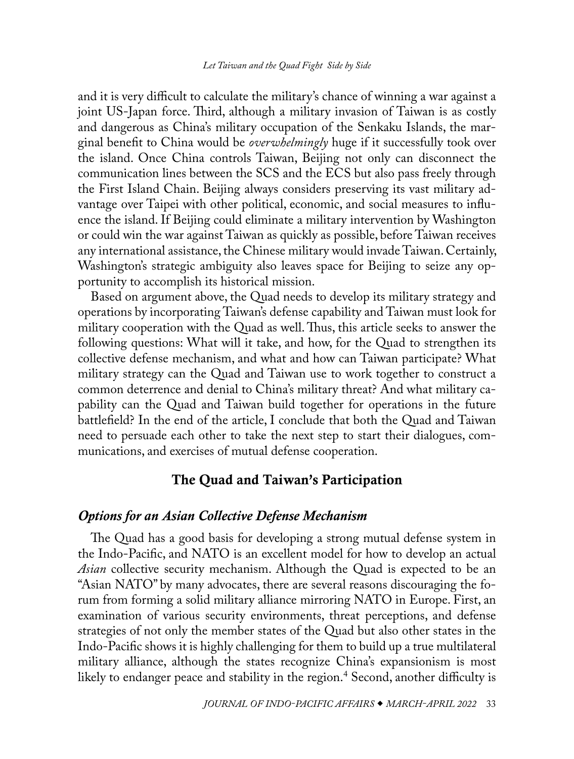and it is very difficult to calculate the military's chance of winning a war against a joint US-Japan force. Third, although a military invasion of Taiwan is as costly and dangerous as China's military occupation of the Senkaku Islands, the marginal benefit to China would be *overwhelmingly* huge if it successfully took over the island. Once China controls Taiwan, Beijing not only can disconnect the communication lines between the SCS and the ECS but also pass freely through the First Island Chain. Beijing always considers preserving its vast military advantage over Taipei with other political, economic, and social measures to influence the island. If Beijing could eliminate a military intervention by Washington or could win the war against Taiwan as quickly as possible, before Taiwan receives any international assistance, the Chinese military would invade Taiwan. Certainly, Washington's strategic ambiguity also leaves space for Beijing to seize any opportunity to accomplish its historical mission.

Based on argument above, the Quad needs to develop its military strategy and operations by incorporating Taiwan's defense capability and Taiwan must look for military cooperation with the Quad as well. Thus, this article seeks to answer the following questions: What will it take, and how, for the Quad to strengthen its collective defense mechanism, and what and how can Taiwan participate? What military strategy can the Quad and Taiwan use to work together to construct a common deterrence and denial to China's military threat? And what military capability can the Quad and Taiwan build together for operations in the future battlefield? In the end of the article, I conclude that both the Quad and Taiwan need to persuade each other to take the next step to start their dialogues, communications, and exercises of mutual defense cooperation.

## The Quad and Taiwan's Participation

### *Options for an Asian Collective Defense Mechanism*

The Quad has a good basis for developing a strong mutual defense system in the Indo-Pacific, and NATO is an excellent model for how to develop an actual *Asian* collective security mechanism. Although the Quad is expected to be an "Asian NATO" by many advocates, there are several reasons discouraging the forum from forming a solid military alliance mirroring NATO in Europe. First, an examination of various security environments, threat perceptions, and defense strategies of not only the member states of the Quad but also other states in the Indo-Pacific shows it is highly challenging for them to build up a true multilateral military alliance, although the states recognize China's expansionism is most likely to endanger peace and stability in the region.[4] Second, another difficulty is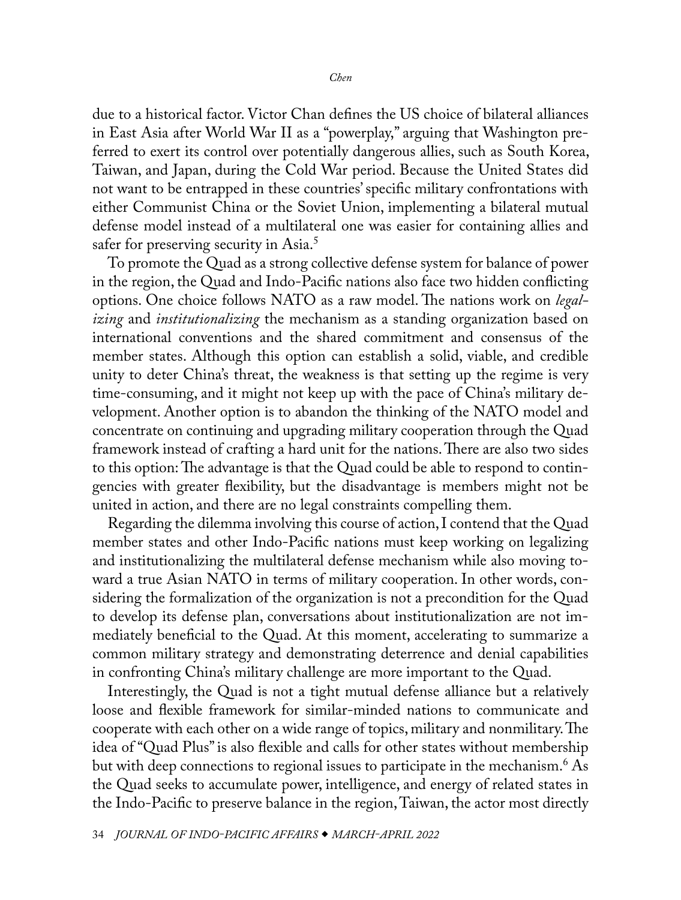due to a historical factor. Victor Chan defines the US choice of bilateral alliances in East Asia after World War II as a "powerplay," arguing that Washington preferred to exert its control over potentially dangerous allies, such as South Korea, Taiwan, and Japan, during the Cold War period. Because the United States did not want to be entrapped in these countries' specific military confrontations with either Communist China or the Soviet Union, implementing a bilateral mutual defense model instead of a multilateral one was easier for containing allies and safer for preserving security in Asia.[5]

To promote the Quad as a strong collective defense system for balance of power in the region, the Quad and Indo-Pacific nations also face two hidden conflicting options. One choice follows NATO as a raw model. The nations work on *legalizing* and *institutionalizing* the mechanism as a standing organization based on international conventions and the shared commitment and consensus of the member states. Although this option can establish a solid, viable, and credible unity to deter China's threat, the weakness is that setting up the regime is very time-consuming, and it might not keep up with the pace of China's military development. Another option is to abandon the thinking of the NATO model and concentrate on continuing and upgrading military cooperation through the Quad framework instead of crafting a hard unit for the nations. There are also two sides to this option: The advantage is that the Quad could be able to respond to contingencies with greater flexibility, but the disadvantage is members might not be united in action, and there are no legal constraints compelling them.

Regarding the dilemma involving this course of action, I contend that the Quad member states and other Indo-Pacific nations must keep working on legalizing and institutionalizing the multilateral defense mechanism while also moving toward a true Asian NATO in terms of military cooperation. In other words, considering the formalization of the organization is not a precondition for the Quad to develop its defense plan, conversations about institutionalization are not immediately beneficial to the Quad. At this moment, accelerating to summarize a common military strategy and demonstrating deterrence and denial capabilities in confronting China's military challenge are more important to the Quad.

Interestingly, the Quad is not a tight mutual defense alliance but a relatively loose and flexible framework for similar-minded nations to communicate and cooperate with each other on a wide range of topics, military and nonmilitary. The idea of "Quad Plus" is also flexible and calls for other states without membership but with deep connections to regional issues to participate in the mechanism.[6] As the Quad seeks to accumulate power, intelligence, and energy of related states in the Indo-Pacific to preserve balance in the region, Taiwan, the actor most directly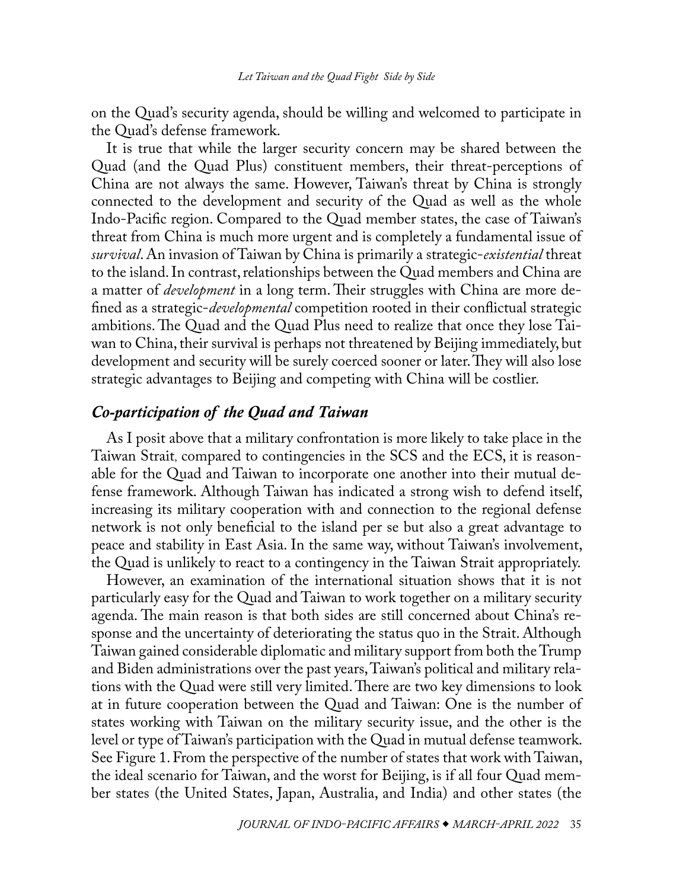on the Quad's security agenda, should be willing and welcomed to participate in the Quad's defense framework.

It is true that while the larger security concern may be shared between the Quad (and the Quad Plus) constituent members, their threat-perceptions of China are not always the same. However, Taiwan's threat by China is strongly connected to the development and security of the Quad as well as the whole Indo-Pacific region. Compared to the Quad member states, the case of Taiwan's threat from China is much more urgent and is completely a fundamental issue of *survival*. An invasion of Taiwan by China is primarily a strategic-*existential* threat to the island. In contrast, relationships between the Quad members and China are a matter of *development* in a long term. Their struggles with China are more defined as a strategic-*developmental* competition rooted in their conflictual strategic ambitions. The Quad and the Quad Plus need to realize that once they lose Taiwan to China, their survival is perhaps not threatened by Beijing immediately, but development and security will be surely coerced sooner or later. They will also lose strategic advantages to Beijing and competing with China will be costlier.

## *Co-participation of the Quad and Taiwan*

As I posit above that a military confrontation is more likely to take place in the Taiwan Strait, compared to contingencies in the SCS and the ECS, it is reasonable for the Quad and Taiwan to incorporate one another into their mutual defense framework. Although Taiwan has indicated a strong wish to defend itself, increasing its military cooperation with and connection to the regional defense network is not only beneficial to the island per se but also a great advantage to peace and stability in East Asia. In the same way, without Taiwan's involvement, the Quad is unlikely to react to a contingency in the Taiwan Strait appropriately.

However, an examination of the international situation shows that it is not particularly easy for the Quad and Taiwan to work together on a military security agenda. The main reason is that both sides are still concerned about China's response and the uncertainty of deteriorating the status quo in the Strait. Although Taiwan gained considerable diplomatic and military support from both the Trump and Biden administrations over the past years, Taiwan's political and military relations with the Quad were still very limited. There are two key dimensions to look at in future cooperation between the Quad and Taiwan: One is the number of states working with Taiwan on the military security issue, and the other is the level or type of Taiwan's participation with the Quad in mutual defense teamwork. See Figure 1. From the perspective of the number of states that work with Taiwan, the ideal scenario for Taiwan, and the worst for Beijing, is if all four Quad member states (the United States, Japan, Australia, and India) and other states (the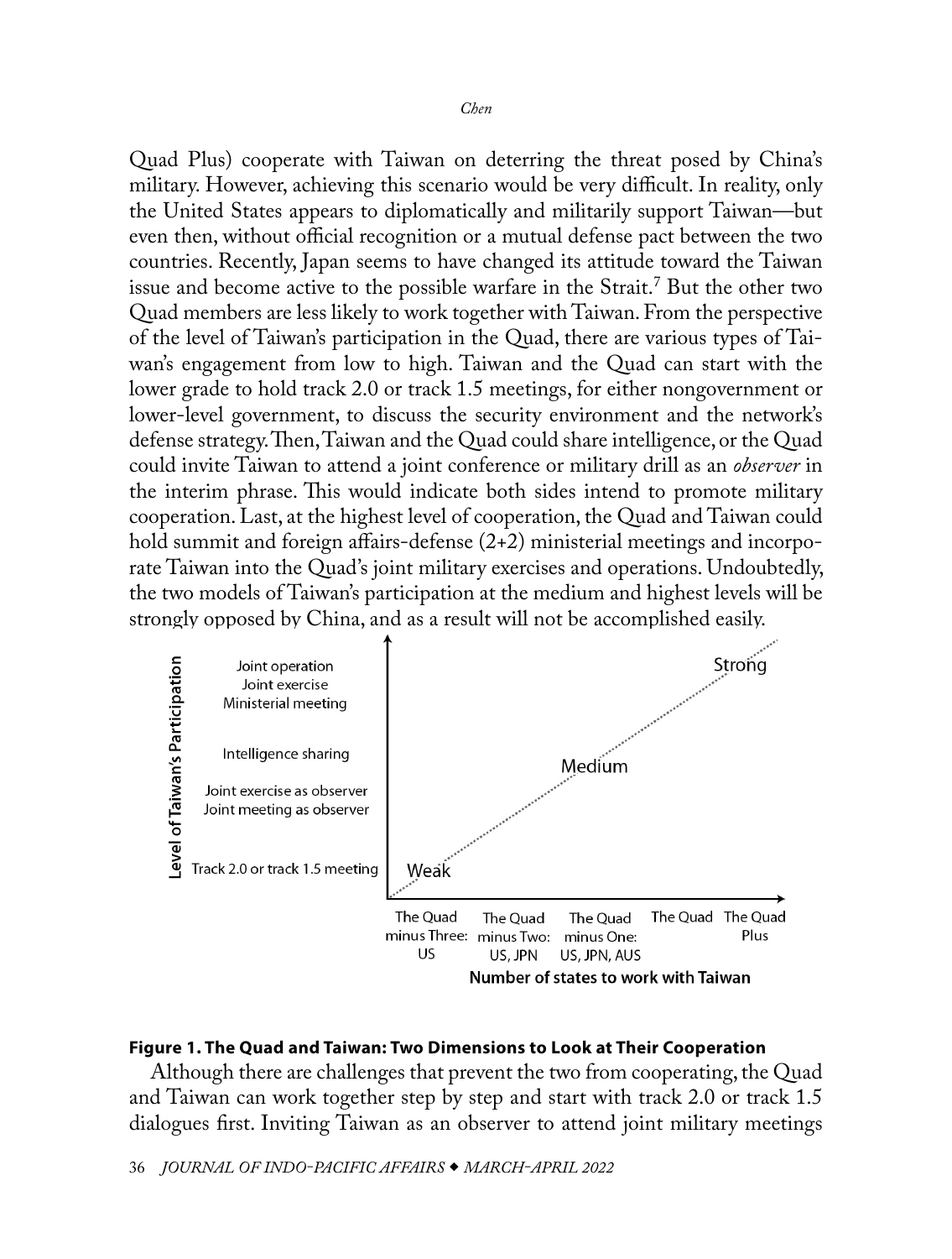Quad Plus) cooperate with Taiwan on deterring the threat posed by China's military. However, achieving this scenario would be very difficult. In reality, only the United States appears to diplomatically and militarily support Taiwan—but even then, without official recognition or a mutual defense pact between the two countries. Recently, Japan seems to have changed its attitude toward the Taiwan issue and become active to the possible warfare in the Strait.[7] But the other two Quad members are less likely to work together with Taiwan. From the perspective of the level of Taiwan's participation in the Quad, there are various types of Taiwan's engagement from low to high. Taiwan and the Quad can start with the lower grade to hold track 2.0 or track 1.5 meetings, for either nongovernment or lower-level government, to discuss the security environment and the network's defense strategy. Then, Taiwan and the Quad could share intelligence, or the Quad could invite Taiwan to attend a joint conference or military drill as an *observer* in the interim phrase. This would indicate both sides intend to promote military cooperation. Last, at the highest level of cooperation, the Quad and Taiwan could hold summit and foreign affairs-defense (2+2) ministerial meetings and incorporate Taiwan into the Quad's joint military exercises and operations. Undoubtedly, the two models of Taiwan's participation at the medium and highest levels will be strongly opposed by China, and as a result will not be accomplished easily.

Level of Taiwan's Participation: Track 2.0 or track 1.5 meeting; Joint meeting as observer; Joint exercise as observer; Intelligence sharing; Ministerial meeting; Joint exercise; Joint operation

Number of states to work with Taiwan: The Quad minus Three: US; The Quad minus Two: US, JPN; The Quad minus One: US, JPN, AUS; The Quad; The Quad Plus

Weak — Medium — Strong

**Figure 1. The Quad and Taiwan: Two Dimensions to Look at Their Cooperation**

Although there are challenges that prevent the two from cooperating, the Quad and Taiwan can work together step by step and start with track 2.0 or track 1.5 dialogues first. Inviting Taiwan as an observer to attend joint military meetings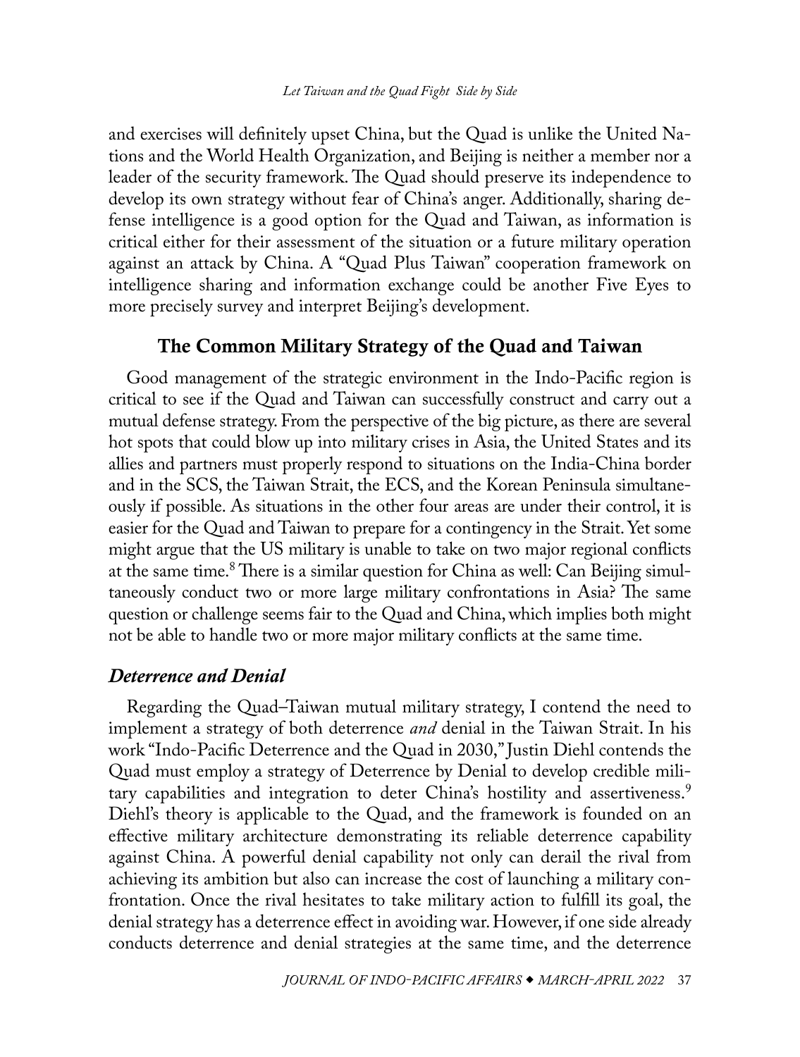and exercises will definitely upset China, but the Quad is unlike the United Nations and the World Health Organization, and Beijing is neither a member nor a leader of the security framework. The Quad should preserve its independence to develop its own strategy without fear of China's anger. Additionally, sharing defense intelligence is a good option for the Quad and Taiwan, as information is critical either for their assessment of the situation or a future military operation against an attack by China. A "Quad Plus Taiwan" cooperation framework on intelligence sharing and information exchange could be another Five Eyes to more precisely survey and interpret Beijing's development.

## The Common Military Strategy of the Quad and Taiwan

Good management of the strategic environment in the Indo-Pacific region is critical to see if the Quad and Taiwan can successfully construct and carry out a mutual defense strategy. From the perspective of the big picture, as there are several hot spots that could blow up into military crises in Asia, the United States and its allies and partners must properly respond to situations on the India-China border and in the SCS, the Taiwan Strait, the ECS, and the Korean Peninsula simultaneously if possible. As situations in the other four areas are under their control, it is easier for the Quad and Taiwan to prepare for a contingency in the Strait. Yet some might argue that the US military is unable to take on two major regional conflicts at the same time.[8] There is a similar question for China as well: Can Beijing simultaneously conduct two or more large military confrontations in Asia? The same question or challenge seems fair to the Quad and China, which implies both might not be able to handle two or more major military conflicts at the same time.

### *Deterrence and Denial*

Regarding the Quad–Taiwan mutual military strategy, I contend the need to implement a strategy of both deterrence *and* denial in the Taiwan Strait. In his work "Indo-Pacific Deterrence and the Quad in 2030," Justin Diehl contends the Quad must employ a strategy of Deterrence by Denial to develop credible military capabilities and integration to deter China's hostility and assertiveness.[9] Diehl's theory is applicable to the Quad, and the framework is founded on an effective military architecture demonstrating its reliable deterrence capability against China. A powerful denial capability not only can derail the rival from achieving its ambition but also can increase the cost of launching a military confrontation. Once the rival hesitates to take military action to fulfill its goal, the denial strategy has a deterrence effect in avoiding war. However, if one side already conducts deterrence and denial strategies at the same time, and the deterrence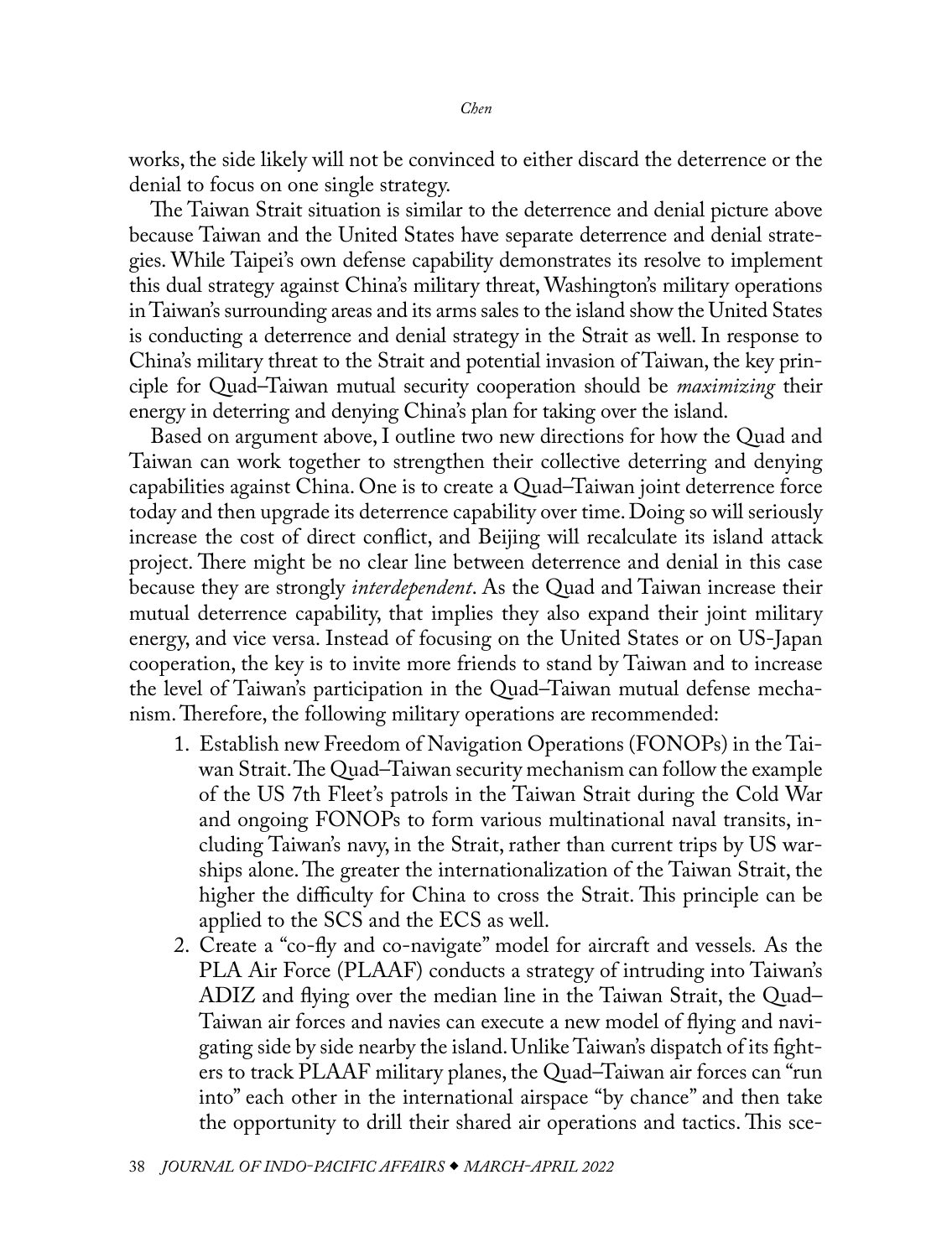works, the side likely will not be convinced to either discard the deterrence or the denial to focus on one single strategy.

The Taiwan Strait situation is similar to the deterrence and denial picture above because Taiwan and the United States have separate deterrence and denial strategies. While Taipei's own defense capability demonstrates its resolve to implement this dual strategy against China's military threat, Washington's military operations in Taiwan's surrounding areas and its arms sales to the island show the United States is conducting a deterrence and denial strategy in the Strait as well. In response to China's military threat to the Strait and potential invasion of Taiwan, the key principle for Quad–Taiwan mutual security cooperation should be *maximizing* their energy in deterring and denying China's plan for taking over the island.

Based on argument above, I outline two new directions for how the Quad and Taiwan can work together to strengthen their collective deterring and denying capabilities against China. One is to create a Quad–Taiwan joint deterrence force today and then upgrade its deterrence capability over time. Doing so will seriously increase the cost of direct conflict, and Beijing will recalculate its island attack project. There might be no clear line between deterrence and denial in this case because they are strongly *interdependent*. As the Quad and Taiwan increase their mutual deterrence capability, that implies they also expand their joint military energy, and vice versa. Instead of focusing on the United States or on US-Japan cooperation, the key is to invite more friends to stand by Taiwan and to increase the level of Taiwan's participation in the Quad–Taiwan mutual defense mechanism. Therefore, the following military operations are recommended:

1. Establish new Freedom of Navigation Operations (FONOPs) in the Taiwan Strait. The Quad–Taiwan security mechanism can follow the example of the US 7th Fleet's patrols in the Taiwan Strait during the Cold War and ongoing FONOPs to form various multinational naval transits, including Taiwan's navy, in the Strait, rather than current trips by US warships alone. The greater the internationalization of the Taiwan Strait, the higher the difficulty for China to cross the Strait. This principle can be applied to the SCS and the ECS as well.
2. Create a "co-fly and co-navigate" model for aircraft and vessels. As the PLA Air Force (PLAAF) conducts a strategy of intruding into Taiwan's ADIZ and flying over the median line in the Taiwan Strait, the Quad–Taiwan air forces and navies can execute a new model of flying and navigating side by side nearby the island. Unlike Taiwan's dispatch of its fighters to track PLAAF military planes, the Quad–Taiwan air forces can "run into" each other in the international airspace "by chance" and then take the opportunity to drill their shared air operations and tactics. This sce-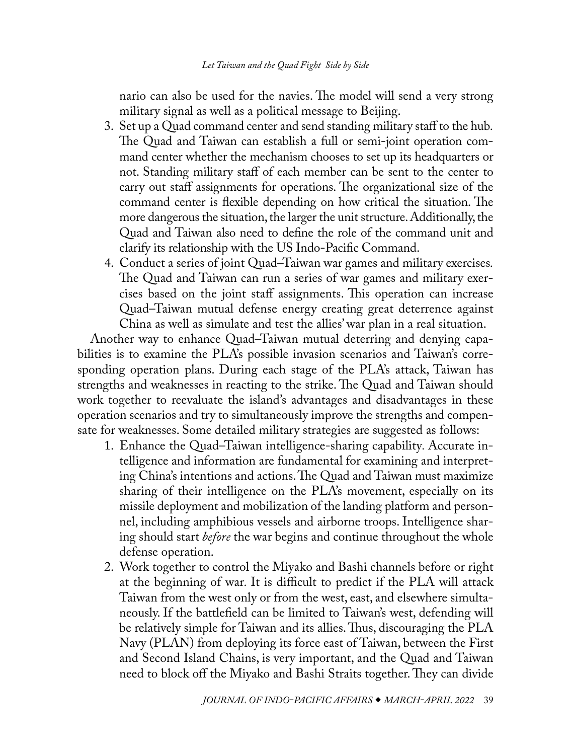nario can also be used for the navies. The model will send a very strong military signal as well as a political message to Beijing.

3. Set up a Quad command center and send standing military staff to the hub. The Quad and Taiwan can establish a full or semi-joint operation command center whether the mechanism chooses to set up its headquarters or not. Standing military staff of each member can be sent to the center to carry out staff assignments for operations. The organizational size of the command center is flexible depending on how critical the situation. The more dangerous the situation, the larger the unit structure. Additionally, the Quad and Taiwan also need to define the role of the command unit and clarify its relationship with the US Indo-Pacific Command.
4. Conduct a series of joint Quad–Taiwan war games and military exercises. The Quad and Taiwan can run a series of war games and military exercises based on the joint staff assignments. This operation can increase Quad–Taiwan mutual defense energy creating great deterrence against China as well as simulate and test the allies' war plan in a real situation.

Another way to enhance Quad–Taiwan mutual deterring and denying capabilities is to examine the PLA's possible invasion scenarios and Taiwan's corresponding operation plans. During each stage of the PLA's attack, Taiwan has strengths and weaknesses in reacting to the strike. The Quad and Taiwan should work together to reevaluate the island's advantages and disadvantages in these operation scenarios and try to simultaneously improve the strengths and compensate for weaknesses. Some detailed military strategies are suggested as follows:

1. Enhance the Quad–Taiwan intelligence-sharing capability. Accurate intelligence and information are fundamental for examining and interpreting China's intentions and actions. The Quad and Taiwan must maximize sharing of their intelligence on the PLA's movement, especially on its missile deployment and mobilization of the landing platform and personnel, including amphibious vessels and airborne troops. Intelligence sharing should start *before* the war begins and continue throughout the whole defense operation.
2. Work together to control the Miyako and Bashi channels before or right at the beginning of war. It is difficult to predict if the PLA will attack Taiwan from the west only or from the west, east, and elsewhere simultaneously. If the battlefield can be limited to Taiwan's west, defending will be relatively simple for Taiwan and its allies. Thus, discouraging the PLA Navy (PLAN) from deploying its force east of Taiwan, between the First and Second Island Chains, is very important, and the Quad and Taiwan need to block off the Miyako and Bashi Straits together. They can divide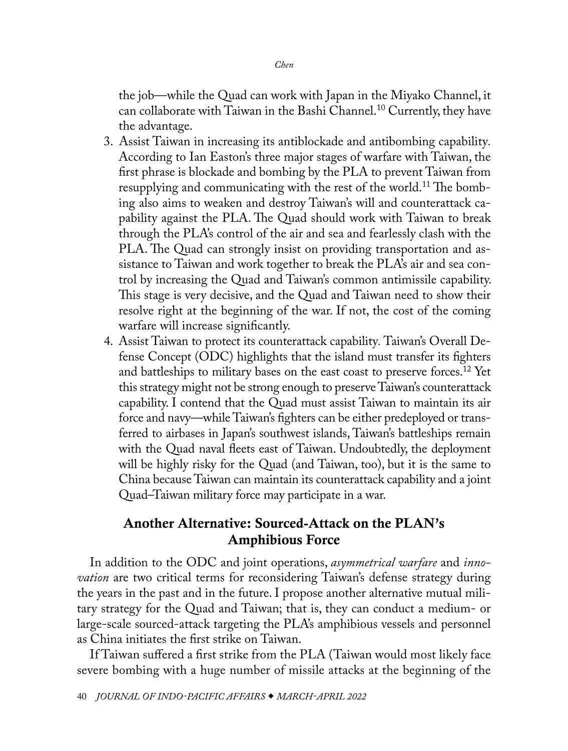the job—while the Quad can work with Japan in the Miyako Channel, it can collaborate with Taiwan in the Bashi Channel.[10] Currently, they have the advantage.

3. Assist Taiwan in increasing its antiblockade and antibombing capability. According to Ian Easton's three major stages of warfare with Taiwan, the first phrase is blockade and bombing by the PLA to prevent Taiwan from resupplying and communicating with the rest of the world.[11] The bombing also aims to weaken and destroy Taiwan's will and counterattack capability against the PLA. The Quad should work with Taiwan to break through the PLA's control of the air and sea and fearlessly clash with the PLA. The Quad can strongly insist on providing transportation and assistance to Taiwan and work together to break the PLA's air and sea control by increasing the Quad and Taiwan's common antimissile capability. This stage is very decisive, and the Quad and Taiwan need to show their resolve right at the beginning of the war. If not, the cost of the coming warfare will increase significantly.
4. Assist Taiwan to protect its counterattack capability. Taiwan's Overall Defense Concept (ODC) highlights that the island must transfer its fighters and battleships to military bases on the east coast to preserve forces.[12] Yet this strategy might not be strong enough to preserve Taiwan's counterattack capability. I contend that the Quad must assist Taiwan to maintain its air force and navy—while Taiwan's fighters can be either predeployed or transferred to airbases in Japan's southwest islands, Taiwan's battleships remain with the Quad naval fleets east of Taiwan. Undoubtedly, the deployment will be highly risky for the Quad (and Taiwan, too), but it is the same to China because Taiwan can maintain its counterattack capability and a joint Quad–Taiwan military force may participate in a war.

## Another Alternative: Sourced-Attack on the PLAN's Amphibious Force

In addition to the ODC and joint operations, *asymmetrical warfare* and *innovation* are two critical terms for reconsidering Taiwan's defense strategy during the years in the past and in the future. I propose another alternative mutual military strategy for the Quad and Taiwan; that is, they can conduct a medium- or large-scale sourced-attack targeting the PLA's amphibious vessels and personnel as China initiates the first strike on Taiwan.

If Taiwan suffered a first strike from the PLA (Taiwan would most likely face severe bombing with a huge number of missile attacks at the beginning of the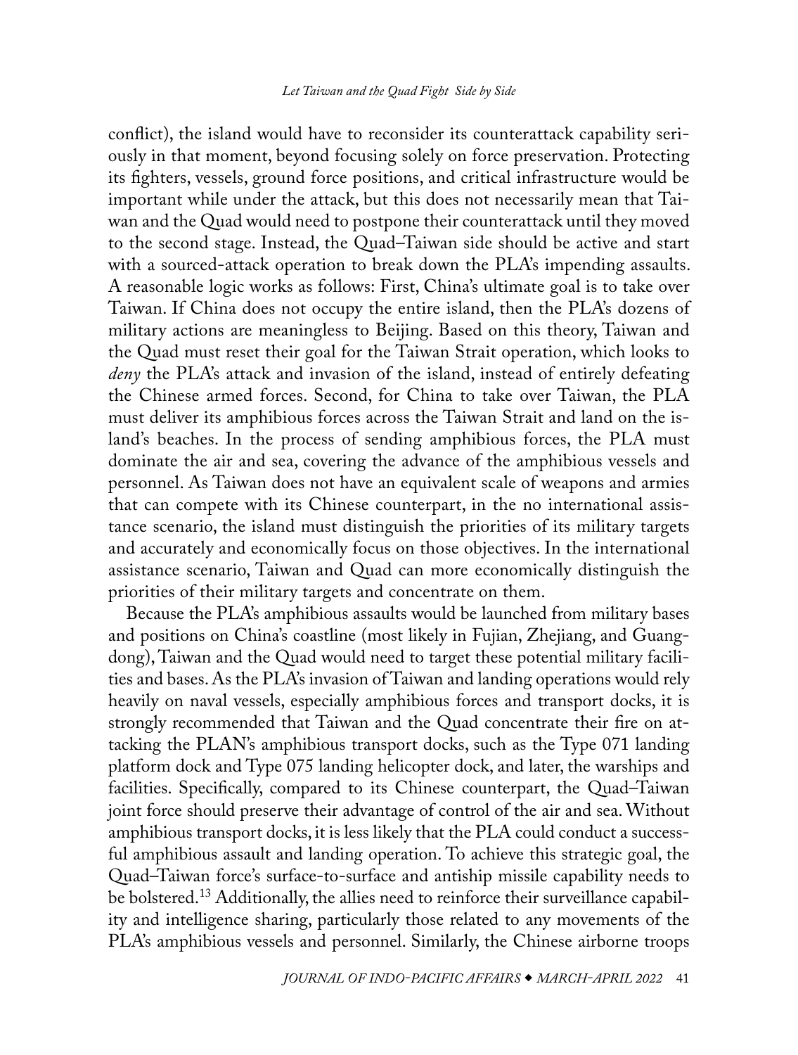conflict), the island would have to reconsider its counterattack capability seriously in that moment, beyond focusing solely on force preservation. Protecting its fighters, vessels, ground force positions, and critical infrastructure would be important while under the attack, but this does not necessarily mean that Taiwan and the Quad would need to postpone their counterattack until they moved to the second stage. Instead, the Quad–Taiwan side should be active and start with a sourced-attack operation to break down the PLA's impending assaults. A reasonable logic works as follows: First, China's ultimate goal is to take over Taiwan. If China does not occupy the entire island, then the PLA's dozens of military actions are meaningless to Beijing. Based on this theory, Taiwan and the Quad must reset their goal for the Taiwan Strait operation, which looks to *deny* the PLA's attack and invasion of the island, instead of entirely defeating the Chinese armed forces. Second, for China to take over Taiwan, the PLA must deliver its amphibious forces across the Taiwan Strait and land on the island's beaches. In the process of sending amphibious forces, the PLA must dominate the air and sea, covering the advance of the amphibious vessels and personnel. As Taiwan does not have an equivalent scale of weapons and armies that can compete with its Chinese counterpart, in the no international assistance scenario, the island must distinguish the priorities of its military targets and accurately and economically focus on those objectives. In the international assistance scenario, Taiwan and Quad can more economically distinguish the priorities of their military targets and concentrate on them.

Because the PLA's amphibious assaults would be launched from military bases and positions on China's coastline (most likely in Fujian, Zhejiang, and Guangdong), Taiwan and the Quad would need to target these potential military facilities and bases. As the PLA's invasion of Taiwan and landing operations would rely heavily on naval vessels, especially amphibious forces and transport docks, it is strongly recommended that Taiwan and the Quad concentrate their fire on attacking the PLAN's amphibious transport docks, such as the Type 071 landing platform dock and Type 075 landing helicopter dock, and later, the warships and facilities. Specifically, compared to its Chinese counterpart, the Quad–Taiwan joint force should preserve their advantage of control of the air and sea. Without amphibious transport docks, it is less likely that the PLA could conduct a successful amphibious assault and landing operation. To achieve this strategic goal, the Quad–Taiwan force's surface-to-surface and antiship missile capability needs to be bolstered.[13] Additionally, the allies need to reinforce their surveillance capability and intelligence sharing, particularly those related to any movements of the PLA's amphibious vessels and personnel. Similarly, the Chinese airborne troops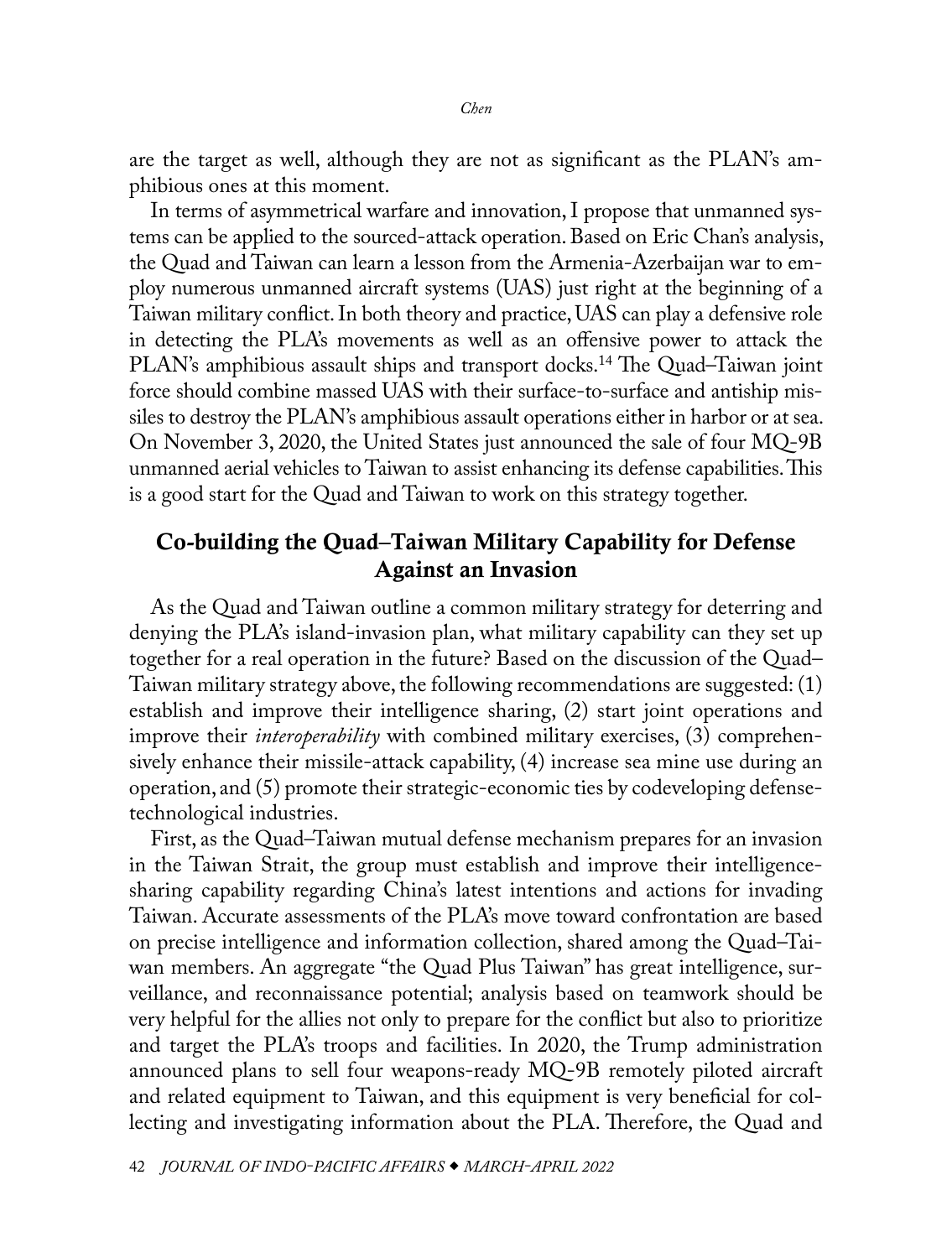are the target as well, although they are not as significant as the PLAN's amphibious ones at this moment.

In terms of asymmetrical warfare and innovation, I propose that unmanned systems can be applied to the sourced-attack operation. Based on Eric Chan's analysis, the Quad and Taiwan can learn a lesson from the Armenia-Azerbaijan war to employ numerous unmanned aircraft systems (UAS) just right at the beginning of a Taiwan military conflict. In both theory and practice, UAS can play a defensive role in detecting the PLA's movements as well as an offensive power to attack the PLAN's amphibious assault ships and transport docks.[14] The Quad–Taiwan joint force should combine massed UAS with their surface-to-surface and antiship missiles to destroy the PLAN's amphibious assault operations either in harbor or at sea. On November 3, 2020, the United States just announced the sale of four MQ-9B unmanned aerial vehicles to Taiwan to assist enhancing its defense capabilities. This is a good start for the Quad and Taiwan to work on this strategy together.

## Co-building the Quad–Taiwan Military Capability for Defense Against an Invasion

As the Quad and Taiwan outline a common military strategy for deterring and denying the PLA's island-invasion plan, what military capability can they set up together for a real operation in the future? Based on the discussion of the Quad–Taiwan military strategy above, the following recommendations are suggested: (1) establish and improve their intelligence sharing, (2) start joint operations and improve their *interoperability* with combined military exercises, (3) comprehensively enhance their missile-attack capability, (4) increase sea mine use during an operation, and (5) promote their strategic-economic ties by codeveloping defense-technological industries.

First, as the Quad–Taiwan mutual defense mechanism prepares for an invasion in the Taiwan Strait, the group must establish and improve their intelligence-sharing capability regarding China's latest intentions and actions for invading Taiwan. Accurate assessments of the PLA's move toward confrontation are based on precise intelligence and information collection, shared among the Quad–Taiwan members. An aggregate "the Quad Plus Taiwan" has great intelligence, surveillance, and reconnaissance potential; analysis based on teamwork should be very helpful for the allies not only to prepare for the conflict but also to prioritize and target the PLA's troops and facilities. In 2020, the Trump administration announced plans to sell four weapons-ready MQ-9B remotely piloted aircraft and related equipment to Taiwan, and this equipment is very beneficial for collecting and investigating information about the PLA. Therefore, the Quad and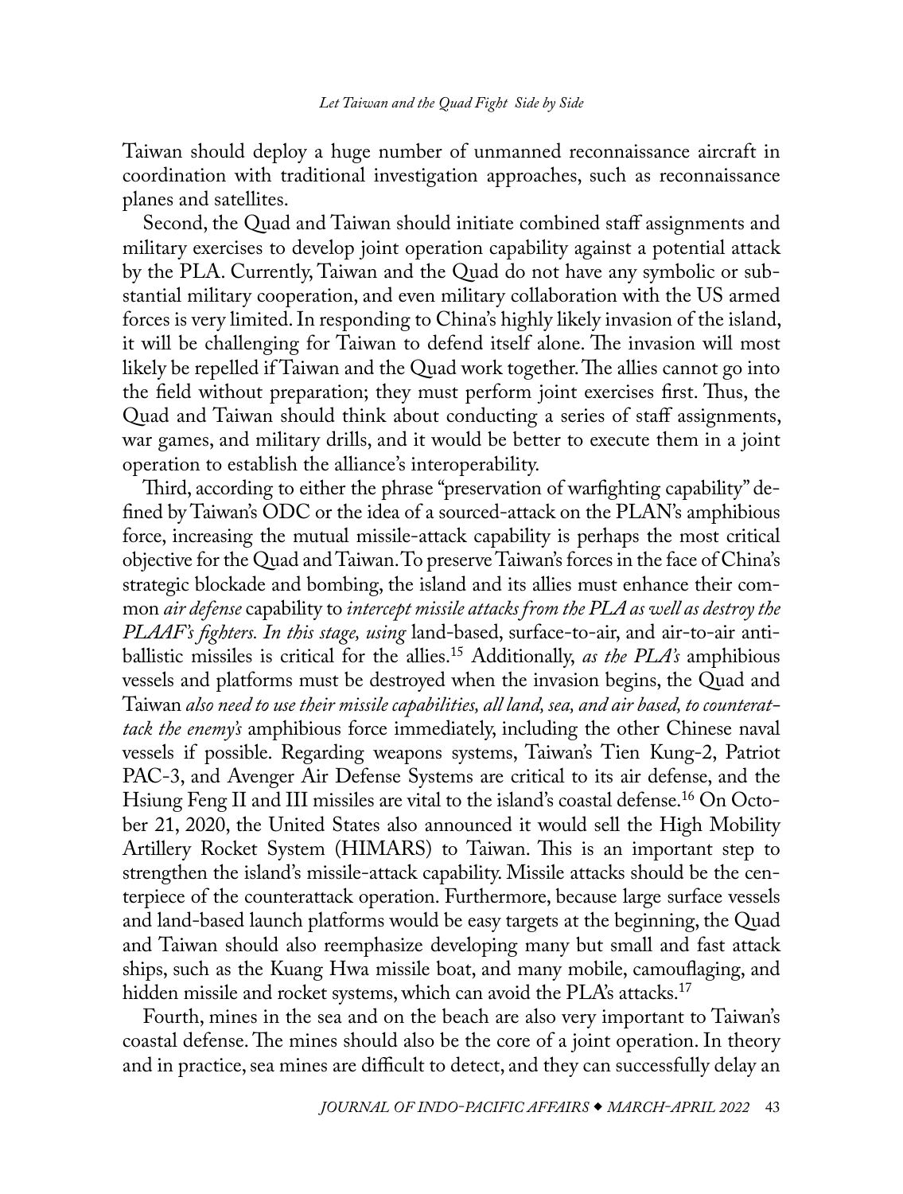Taiwan should deploy a huge number of unmanned reconnaissance aircraft in coordination with traditional investigation approaches, such as reconnaissance planes and satellites.

Second, the Quad and Taiwan should initiate combined staff assignments and military exercises to develop joint operation capability against a potential attack by the PLA. Currently, Taiwan and the Quad do not have any symbolic or substantial military cooperation, and even military collaboration with the US armed forces is very limited. In responding to China's highly likely invasion of the island, it will be challenging for Taiwan to defend itself alone. The invasion will most likely be repelled if Taiwan and the Quad work together. The allies cannot go into the field without preparation; they must perform joint exercises first. Thus, the Quad and Taiwan should think about conducting a series of staff assignments, war games, and military drills, and it would be better to execute them in a joint operation to establish the alliance's interoperability.

Third, according to either the phrase "preservation of warfighting capability" defined by Taiwan's ODC or the idea of a sourced-attack on the PLAN's amphibious force, increasing the mutual missile-attack capability is perhaps the most critical objective for the Quad and Taiwan. To preserve Taiwan's forces in the face of China's strategic blockade and bombing, the island and its allies must enhance their common *air defense* capability to *intercept missile attacks from the PLA as well as destroy the PLAAF's fighters. In this stage, using* land-based, surface-to-air, and air-to-air antiballistic missiles is critical for the allies.[15] Additionally, *as the PLA's* amphibious vessels and platforms must be destroyed when the invasion begins, the Quad and Taiwan *also need to use their missile capabilities, all land, sea, and air based, to counterattack the enemy's* amphibious force immediately, including the other Chinese naval vessels if possible. Regarding weapons systems, Taiwan's Tien Kung-2, Patriot PAC-3, and Avenger Air Defense Systems are critical to its air defense, and the Hsiung Feng II and III missiles are vital to the island's coastal defense.[16] On October 21, 2020, the United States also announced it would sell the High Mobility Artillery Rocket System (HIMARS) to Taiwan. This is an important step to strengthen the island's missile-attack capability. Missile attacks should be the centerpiece of the counterattack operation. Furthermore, because large surface vessels and land-based launch platforms would be easy targets at the beginning, the Quad and Taiwan should also reemphasize developing many but small and fast attack ships, such as the Kuang Hwa missile boat, and many mobile, camouflaging, and hidden missile and rocket systems, which can avoid the PLA's attacks.[17]

Fourth, mines in the sea and on the beach are also very important to Taiwan's coastal defense. The mines should also be the core of a joint operation. In theory and in practice, sea mines are difficult to detect, and they can successfully delay an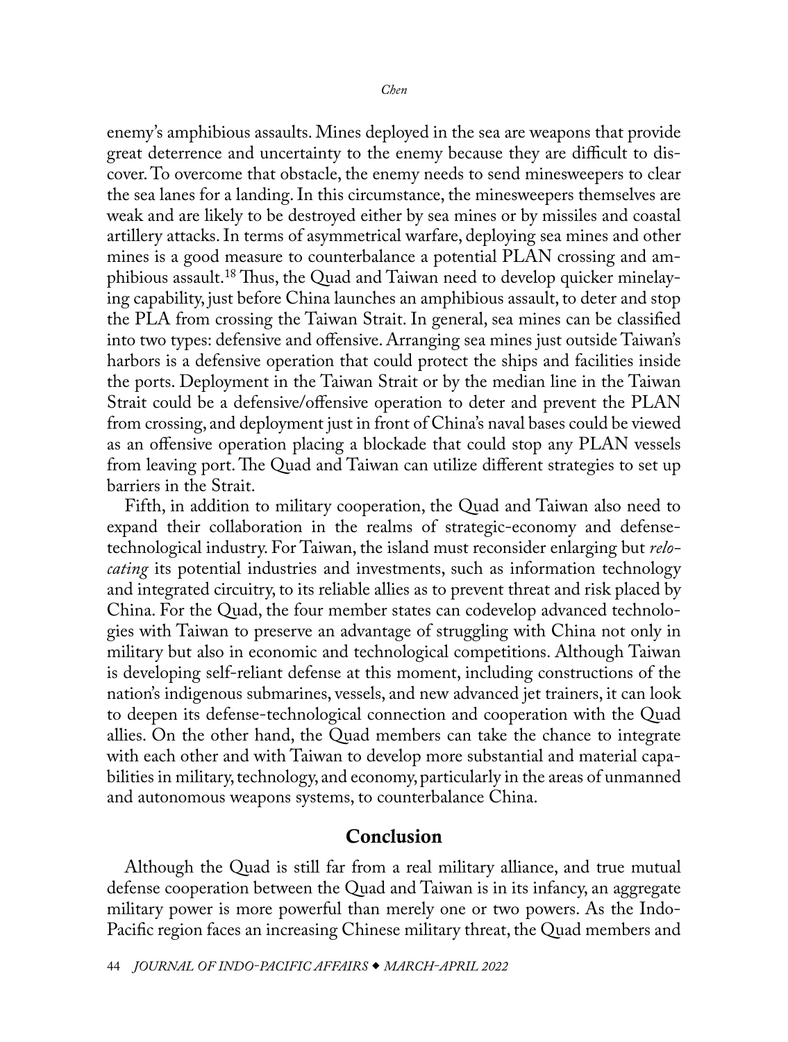enemy's amphibious assaults. Mines deployed in the sea are weapons that provide great deterrence and uncertainty to the enemy because they are difficult to discover. To overcome that obstacle, the enemy needs to send minesweepers to clear the sea lanes for a landing. In this circumstance, the minesweepers themselves are weak and are likely to be destroyed either by sea mines or by missiles and coastal artillery attacks. In terms of asymmetrical warfare, deploying sea mines and other mines is a good measure to counterbalance a potential PLAN crossing and amphibious assault.[18] Thus, the Quad and Taiwan need to develop quicker minelaying capability, just before China launches an amphibious assault, to deter and stop the PLA from crossing the Taiwan Strait. In general, sea mines can be classified into two types: defensive and offensive. Arranging sea mines just outside Taiwan's harbors is a defensive operation that could protect the ships and facilities inside the ports. Deployment in the Taiwan Strait or by the median line in the Taiwan Strait could be a defensive/offensive operation to deter and prevent the PLAN from crossing, and deployment just in front of China's naval bases could be viewed as an offensive operation placing a blockade that could stop any PLAN vessels from leaving port. The Quad and Taiwan can utilize different strategies to set up barriers in the Strait.

Fifth, in addition to military cooperation, the Quad and Taiwan also need to expand their collaboration in the realms of strategic-economy and defense-technological industry. For Taiwan, the island must reconsider enlarging but *relocating* its potential industries and investments, such as information technology and integrated circuitry, to its reliable allies as to prevent threat and risk placed by China. For the Quad, the four member states can codevelop advanced technologies with Taiwan to preserve an advantage of struggling with China not only in military but also in economic and technological competitions. Although Taiwan is developing self-reliant defense at this moment, including constructions of the nation's indigenous submarines, vessels, and new advanced jet trainers, it can look to deepen its defense-technological connection and cooperation with the Quad allies. On the other hand, the Quad members can take the chance to integrate with each other and with Taiwan to develop more substantial and material capabilities in military, technology, and economy, particularly in the areas of unmanned and autonomous weapons systems, to counterbalance China.

## Conclusion

Although the Quad is still far from a real military alliance, and true mutual defense cooperation between the Quad and Taiwan is in its infancy, an aggregate military power is more powerful than merely one or two powers. As the Indo-Pacific region faces an increasing Chinese military threat, the Quad members and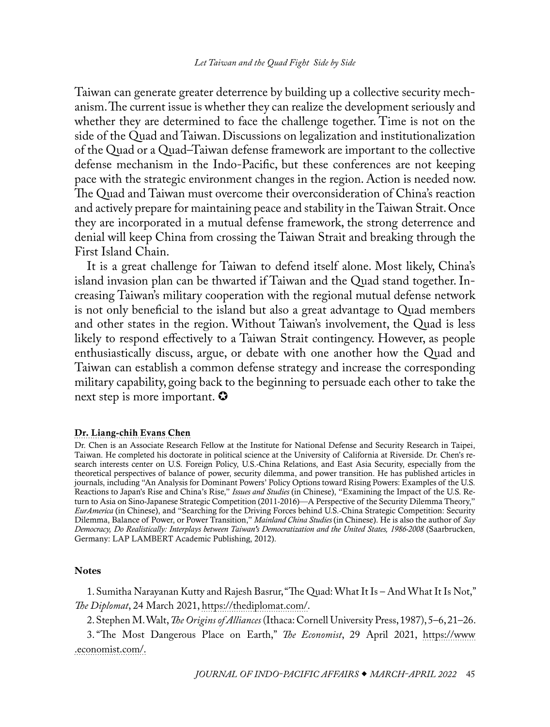Taiwan can generate greater deterrence by building up a collective security mechanism. The current issue is whether they can realize the development seriously and whether they are determined to face the challenge together. Time is not on the side of the Quad and Taiwan. Discussions on legalization and institutionalization of the Quad or a Quad–Taiwan defense framework are important to the collective defense mechanism in the Indo-Pacific, but these conferences are not keeping pace with the strategic environment changes in the region. Action is needed now. The Quad and Taiwan must overcome their overconsideration of China's reaction and actively prepare for maintaining peace and stability in the Taiwan Strait. Once they are incorporated in a mutual defense framework, the strong deterrence and denial will keep China from crossing the Taiwan Strait and breaking through the First Island Chain.

It is a great challenge for Taiwan to defend itself alone. Most likely, China's island invasion plan can be thwarted if Taiwan and the Quad stand together. Increasing Taiwan's military cooperation with the regional mutual defense network is not only beneficial to the island but also a great advantage to Quad members and other states in the region. Without Taiwan's involvement, the Quad is less likely to respond effectively to a Taiwan Strait contingency. However, as people enthusiastically discuss, argue, or debate with one another how the Quad and Taiwan can establish a common defense strategy and increase the corresponding military capability, going back to the beginning to persuade each other to take the next step is more important. ✪

**Dr. Liang-chih Evans Chen**

Dr. Chen is an Associate Research Fellow at the Institute for National Defense and Security Research in Taipei, Taiwan. He completed his doctorate in political science at the University of California at Riverside. Dr. Chen's research interests center on U.S. Foreign Policy, U.S.-China Relations, and East Asia Security, especially from the theoretical perspectives of balance of power, security dilemma, and power transition. He has published articles in journals, including "An Analysis for Dominant Powers' Policy Options toward Rising Powers: Examples of the U.S. Reactions to Japan's Rise and China's Rise," *Issues and Studies* (in Chinese), "Examining the Impact of the U.S. Return to Asia on Sino-Japanese Strategic Competition (2011-2016)—A Perspective of the Security Dilemma Theory," *EurAmerica* (in Chinese), and "Searching for the Driving Forces behind U.S.-China Strategic Competition: Security Dilemma, Balance of Power, or Power Transition," *Mainland China Studies* (in Chinese). He is also the author of *Say Democracy, Do Realistically: Interplays between Taiwan's Democratization and the United States, 1986-2008* (Saarbrucken, Germany: LAP LAMBERT Academic Publishing, 2012).

**Notes**

1. Sumitha Narayanan Kutty and Rajesh Basrur, "The Quad: What It Is – And What It Is Not," *The Diplomat*, 24 March 2021, https://thediplomat.com/.

2. Stephen M. Walt, *The Origins of Alliances* (Ithaca: Cornell University Press, 1987), 5–6, 21–26.

3. "The Most Dangerous Place on Earth," *The Economist*, 29 April 2021, https://www.economist.com/.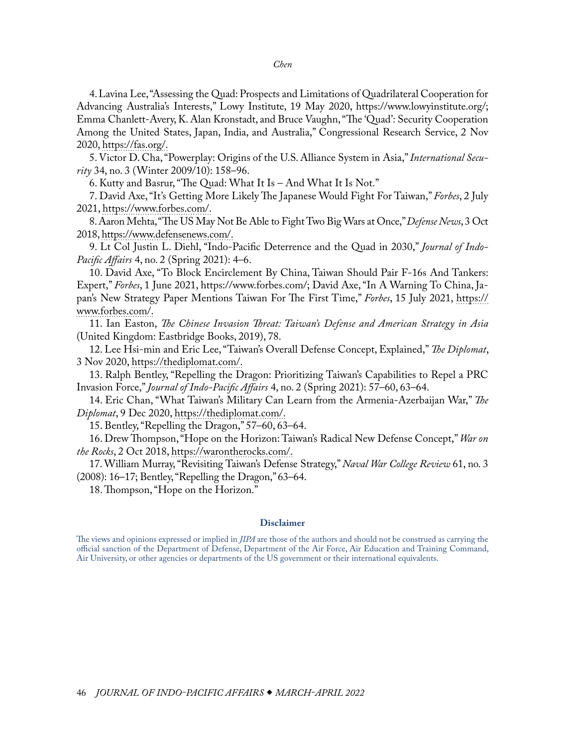4. Lavina Lee, "Assessing the Quad: Prospects and Limitations of Quadrilateral Cooperation for Advancing Australia's Interests," Lowy Institute, 19 May 2020, https://www.lowyinstitute.org/; Emma Chanlett-Avery, K. Alan Kronstadt, and Bruce Vaughn, "The 'Quad': Security Cooperation Among the United States, Japan, India, and Australia," Congressional Research Service, 2 Nov 2020, https://fas.org/.

5. Victor D. Cha, "Powerplay: Origins of the U.S. Alliance System in Asia," *International Security* 34, no. 3 (Winter 2009/10): 158–96.

6. Kutty and Basrur, "The Quad: What It Is – And What It Is Not."

7. David Axe, "It's Getting More Likely The Japanese Would Fight For Taiwan," *Forbes*, 2 July 2021, https://www.forbes.com/.

8. Aaron Mehta, "The US May Not Be Able to Fight Two Big Wars at Once," *Defense News*, 3 Oct 2018, https://www.defensenews.com/.

9. Lt Col Justin L. Diehl, "Indo-Pacific Deterrence and the Quad in 2030," *Journal of Indo-Pacific Affairs* 4, no. 2 (Spring 2021): 4–6.

10. David Axe, "To Block Encirclement By China, Taiwan Should Pair F-16s And Tankers: Expert," *Forbes*, 1 June 2021, https://www.forbes.com/; David Axe, "In A Warning To China, Japan's New Strategy Paper Mentions Taiwan For The First Time," *Forbes*, 15 July 2021, https://www.forbes.com/.

11. Ian Easton, *The Chinese Invasion Threat: Taiwan's Defense and American Strategy in Asia* (United Kingdom: Eastbridge Books, 2019), 78.

12. Lee Hsi-min and Eric Lee, "Taiwan's Overall Defense Concept, Explained," *The Diplomat*, 3 Nov 2020, https://thediplomat.com/.

13. Ralph Bentley, "Repelling the Dragon: Prioritizing Taiwan's Capabilities to Repel a PRC Invasion Force," *Journal of Indo-Pacific Affairs* 4, no. 2 (Spring 2021): 57–60, 63–64.

14. Eric Chan, "What Taiwan's Military Can Learn from the Armenia-Azerbaijan War," *The Diplomat*, 9 Dec 2020, https://thediplomat.com/.

15. Bentley, "Repelling the Dragon," 57–60, 63–64.

16. Drew Thompson, "Hope on the Horizon: Taiwan's Radical New Defense Concept," *War on the Rocks*, 2 Oct 2018, https://warontherocks.com/.

17. William Murray, "Revisiting Taiwan's Defense Strategy," *Naval War College Review* 61, no. 3 (2008): 16–17; Bentley, "Repelling the Dragon," 63–64.

18. Thompson, "Hope on the Horizon."

**Disclaimer**

The views and opinions expressed or implied in *JIPA* are those of the authors and should not be construed as carrying the official sanction of the Department of Defense, Department of the Air Force, Air Education and Training Command, Air University, or other agencies or departments of the US government or their international equivalents.